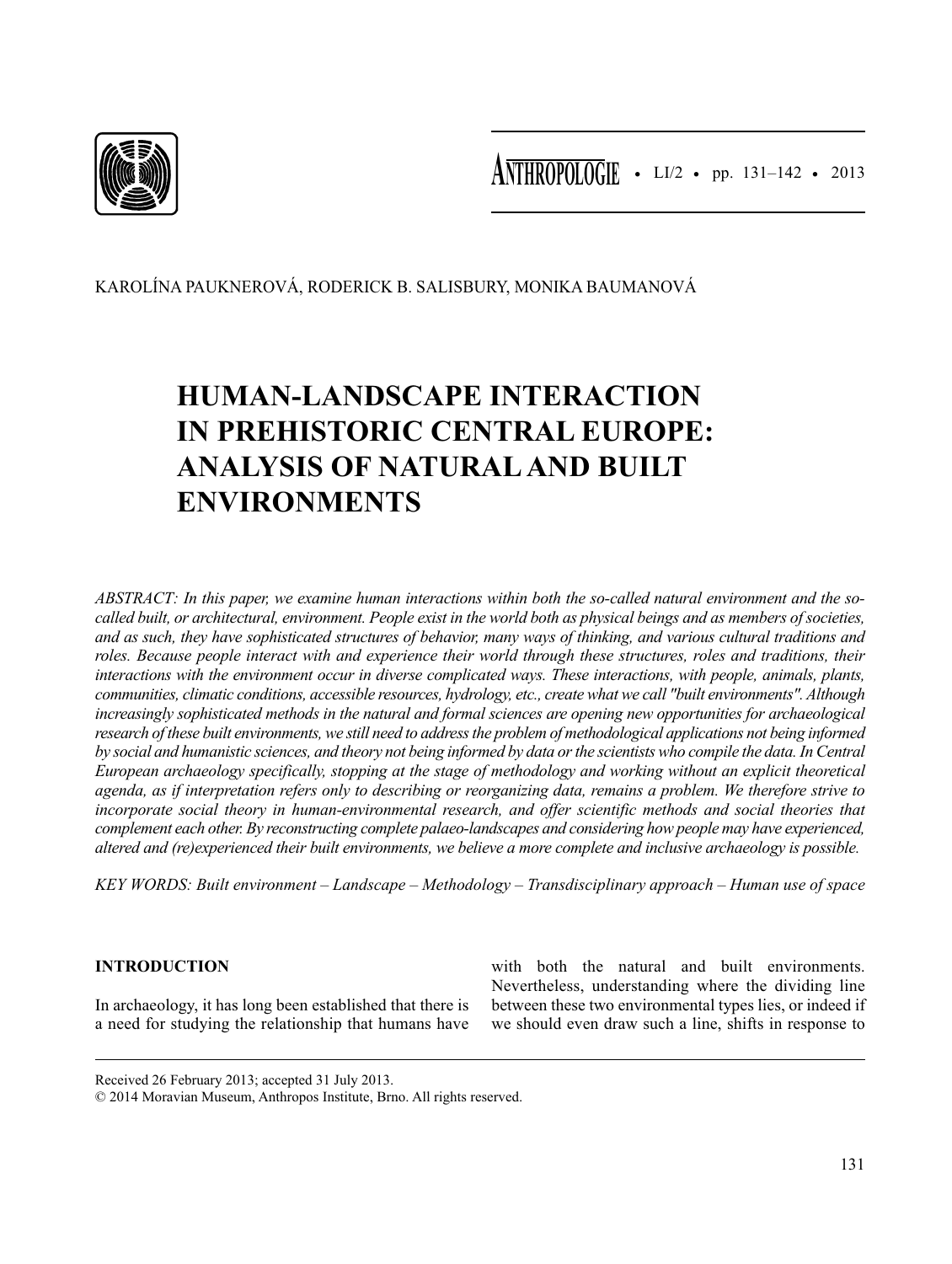KAROLÍNA PAUKNEROVÁ, RODERICK B. SALISBURY, MONIKA BAUMANOVÁ

# HUMAN-LANDSCAPE INTERACTION IN PREHISTORIC CENTRAL EUROPE: ANALYSIS OF NATURAL AND BUILT ENVIRONMENTS

*ABSTRACT: In this paper, we examine human interactions within both the so-called natural environment and the so-called built, or architectural, environment. People exist in the world both as physical beings and as members of societies, and as such, they have sophisticated structures of behavior, many ways of thinking, and various cultural traditions and roles. Because people interact with and experience their world through these structures, roles and traditions, their interactions with the environment occur in diverse complicated ways. These interactions, with people, animals, plants, communities, climatic conditions, accessible resources, hydrology, etc., create what we call "built environments". Although increasingly sophisticated methods in the natural and formal sciences are opening new opportunities for archaeological research of these built environments, we still need to address the problem of methodological applications not being informed by social and humanistic sciences, and theory not being informed by data or the scientists who compile the data. In Central European archaeology specifically, stopping at the stage of methodology and working without an explicit theoretical agenda, as if interpretation refers only to describing or reorganizing data, remains a problem. We therefore strive to incorporate social theory in human-environmental research, and offer scientific methods and social theories that complement each other. By reconstructing complete palaeo-landscapes and considering how people may have experienced, altered and (re)experienced their built environments, we believe a more complete and inclusive archaeology is possible.*

*KEY WORDS: Built environment – Landscape – Methodology – Transdisciplinary approach – Human use of space*

## INTRODUCTION

In archaeology, it has long been established that there is a need for studying the relationship that humans have with both the natural and built environments. Nevertheless, understanding where the dividing line between these two environmental types lies, or indeed if we should even draw such a line, shifts in response to

Received 26 February 2013; accepted 31 July 2013.

© 2014 Moravian Museum, Anthropos Institute, Brno. All rights reserved.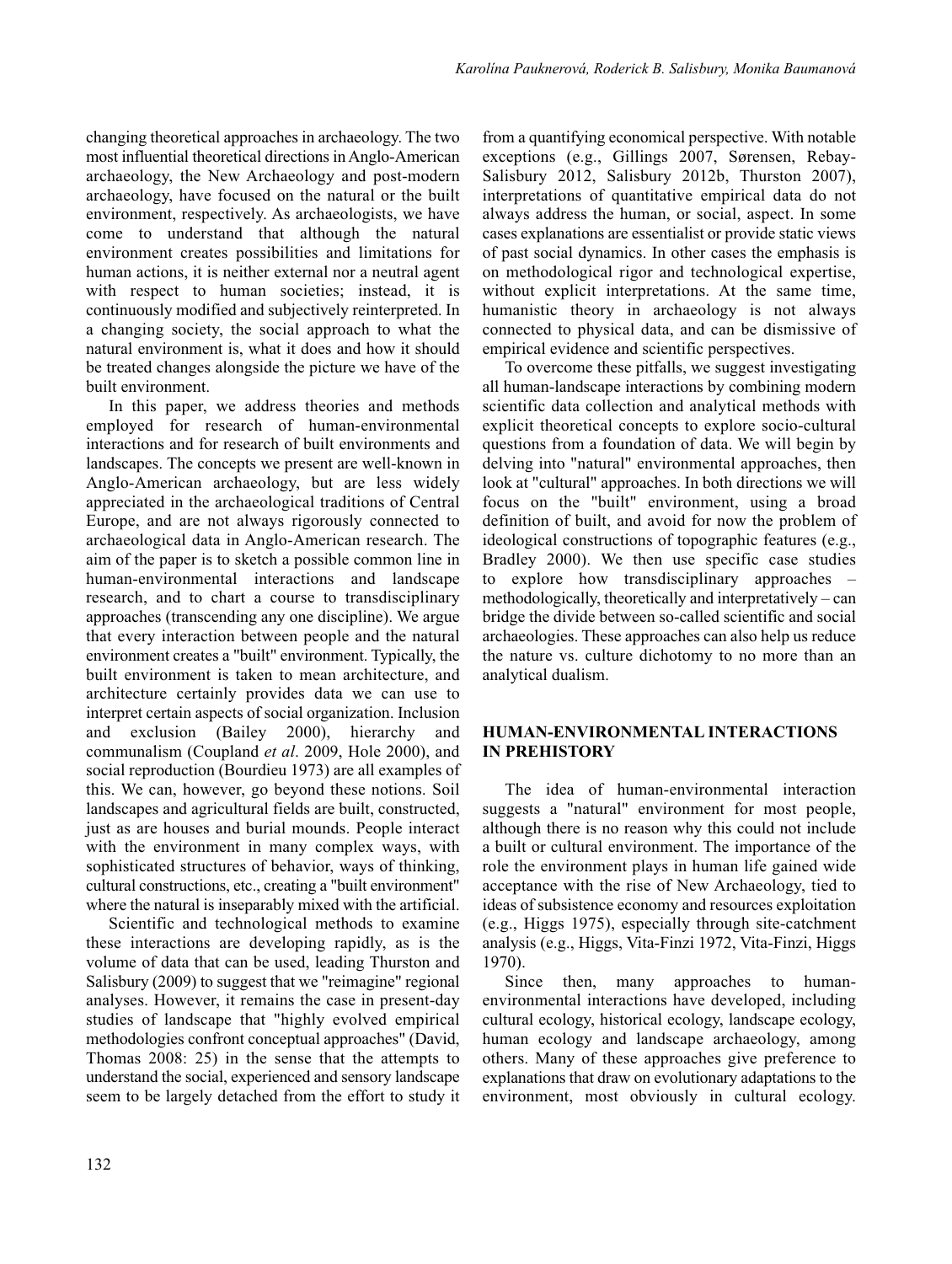changing theoretical approaches in archaeology. The two most influential theoretical directions in Anglo-American archaeology, the New Archaeology and post-modern archaeology, have focused on the natural or the built environment, respectively. As archaeologists, we have come to understand that although the natural environment creates possibilities and limitations for human actions, it is neither external nor a neutral agent with respect to human societies; instead, it is continuously modified and subjectively reinterpreted. In a changing society, the social approach to what the natural environment is, what it does and how it should be treated changes alongside the picture we have of the built environment.

In this paper, we address theories and methods employed for research of human-environmental interactions and for research of built environments and landscapes. The concepts we present are well-known in Anglo-American archaeology, but are less widely appreciated in the archaeological traditions of Central Europe, and are not always rigorously connected to archaeological data in Anglo-American research. The aim of the paper is to sketch a possible common line in human-environmental interactions and landscape research, and to chart a course to transdisciplinary approaches (transcending any one discipline). We argue that every interaction between people and the natural environment creates a "built" environment. Typically, the built environment is taken to mean architecture, and architecture certainly provides data we can use to interpret certain aspects of social organization. Inclusion and exclusion (Bailey 2000), hierarchy and communalism (Coupland *et al*. 2009, Hole 2000), and social reproduction (Bourdieu 1973) are all examples of this. We can, however, go beyond these notions. Soil landscapes and agricultural fields are built, constructed, just as are houses and burial mounds. People interact with the environment in many complex ways, with sophisticated structures of behavior, ways of thinking, cultural constructions, etc., creating a "built environment" where the natural is inseparably mixed with the artificial.

Scientific and technological methods to examine these interactions are developing rapidly, as is the volume of data that can be used, leading Thurston and Salisbury (2009) to suggest that we "reimagine" regional analyses. However, it remains the case in present-day studies of landscape that "highly evolved empirical methodologies confront conceptual approaches" (David, Thomas 2008: 25) in the sense that the attempts to understand the social, experienced and sensory landscape seem to be largely detached from the effort to study it from a quantifying economical perspective. With notable exceptions (e.g., Gillings 2007, Sørensen, Rebay-Salisbury 2012, Salisbury 2012b, Thurston 2007), interpretations of quantitative empirical data do not always address the human, or social, aspect. In some cases explanations are essentialist or provide static views of past social dynamics. In other cases the emphasis is on methodological rigor and technological expertise, without explicit interpretations. At the same time, humanistic theory in archaeology is not always connected to physical data, and can be dismissive of empirical evidence and scientific perspectives.

To overcome these pitfalls, we suggest investigating all human-landscape interactions by combining modern scientific data collection and analytical methods with explicit theoretical concepts to explore socio-cultural questions from a foundation of data. We will begin by delving into "natural" environmental approaches, then look at "cultural" approaches. In both directions we will focus on the "built" environment, using a broad definition of built, and avoid for now the problem of ideological constructions of topographic features (e.g., Bradley 2000). We then use specific case studies to explore how transdisciplinary approaches – methodologically, theoretically and interpretatively – can bridge the divide between so-called scientific and social archaeologies. These approaches can also help us reduce the nature vs. culture dichotomy to no more than an analytical dualism.

## HUMAN-ENVIRONMENTAL INTERACTIONS IN PREHISTORY

The idea of human-environmental interaction suggests a "natural" environment for most people, although there is no reason why this could not include a built or cultural environment. The importance of the role the environment plays in human life gained wide acceptance with the rise of New Archaeology, tied to ideas of subsistence economy and resources exploitation (e.g., Higgs 1975), especially through site-catchment analysis (e.g., Higgs, Vita-Finzi 1972, Vita-Finzi, Higgs 1970).

Since then, many approaches to human-environmental interactions have developed, including cultural ecology, historical ecology, landscape ecology, human ecology and landscape archaeology, among others. Many of these approaches give preference to explanations that draw on evolutionary adaptations to the environment, most obviously in cultural ecology.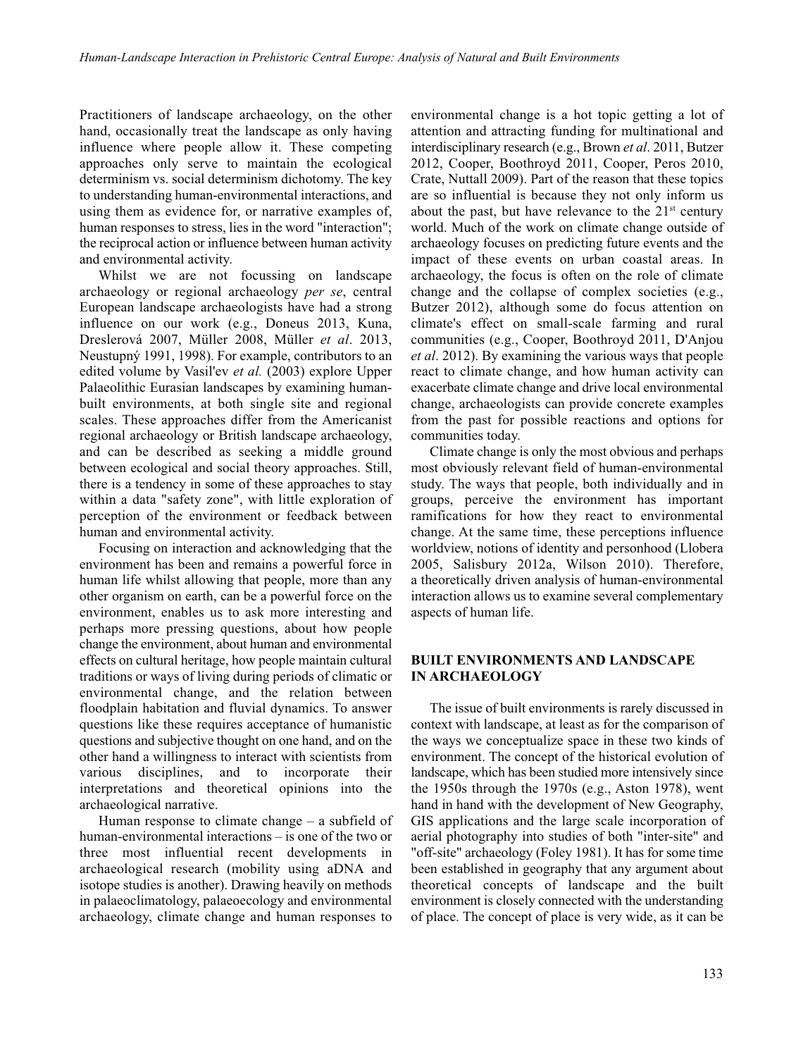Practitioners of landscape archaeology, on the other hand, occasionally treat the landscape as only having influence where people allow it. These competing approaches only serve to maintain the ecological determinism vs. social determinism dichotomy. The key to understanding human-environmental interactions, and using them as evidence for, or narrative examples of, human responses to stress, lies in the word "interaction"; the reciprocal action or influence between human activity and environmental activity.

Whilst we are not focussing on landscape archaeology or regional archaeology *per se*, central European landscape archaeologists have had a strong influence on our work (e.g., Doneus 2013, Kuna, Dreslerová 2007, Müller 2008, Müller *et al*. 2013, Neustupný 1991, 1998). For example, contributors to an edited volume by Vasil'ev *et al.* (2003) explore Upper Palaeolithic Eurasian landscapes by examining human-built environments, at both single site and regional scales. These approaches differ from the Americanist regional archaeology or British landscape archaeology, and can be described as seeking a middle ground between ecological and social theory approaches. Still, there is a tendency in some of these approaches to stay within a data "safety zone", with little exploration of perception of the environment or feedback between human and environmental activity.

Focusing on interaction and acknowledging that the environment has been and remains a powerful force in human life whilst allowing that people, more than any other organism on earth, can be a powerful force on the environment, enables us to ask more interesting and perhaps more pressing questions, about how people change the environment, about human and environmental effects on cultural heritage, how people maintain cultural traditions or ways of living during periods of climatic or environmental change, and the relation between floodplain habitation and fluvial dynamics. To answer questions like these requires acceptance of humanistic questions and subjective thought on one hand, and on the other hand a willingness to interact with scientists from various disciplines, and to incorporate their interpretations and theoretical opinions into the archaeological narrative.

Human response to climate change – a subfield of human-environmental interactions – is one of the two or three most influential recent developments in archaeological research (mobility using aDNA and isotope studies is another). Drawing heavily on methods in palaeoclimatology, palaeoecology and environmental archaeology, climate change and human responses to environmental change is a hot topic getting a lot of attention and attracting funding for multinational and interdisciplinary research (e.g., Brown *et al*. 2011, Butzer 2012, Cooper, Boothroyd 2011, Cooper, Peros 2010, Crate, Nuttall 2009). Part of the reason that these topics are so influential is because they not only inform us about the past, but have relevance to the 21st century world. Much of the work on climate change outside of archaeology focuses on predicting future events and the impact of these events on urban coastal areas. In archaeology, the focus is often on the role of climate change and the collapse of complex societies (e.g., Butzer 2012), although some do focus attention on climate's effect on small-scale farming and rural communities (e.g., Cooper, Boothroyd 2011, D'Anjou *et al*. 2012). By examining the various ways that people react to climate change, and how human activity can exacerbate climate change and drive local environmental change, archaeologists can provide concrete examples from the past for possible reactions and options for communities today.

Climate change is only the most obvious and perhaps most obviously relevant field of human-environmental study. The ways that people, both individually and in groups, perceive the environment has important ramifications for how they react to environmental change. At the same time, these perceptions influence worldview, notions of identity and personhood (Llobera 2005, Salisbury 2012a, Wilson 2010). Therefore, a theoretically driven analysis of human-environmental interaction allows us to examine several complementary aspects of human life.

## BUILT ENVIRONMENTS AND LANDSCAPE IN ARCHAEOLOGY

The issue of built environments is rarely discussed in context with landscape, at least as for the comparison of the ways we conceptualize space in these two kinds of environment. The concept of the historical evolution of landscape, which has been studied more intensively since the 1950s through the 1970s (e.g., Aston 1978), went hand in hand with the development of New Geography, GIS applications and the large scale incorporation of aerial photography into studies of both "inter-site" and "off-site" archaeology (Foley 1981). It has for some time been established in geography that any argument about theoretical concepts of landscape and the built environment is closely connected with the understanding of place. The concept of place is very wide, as it can be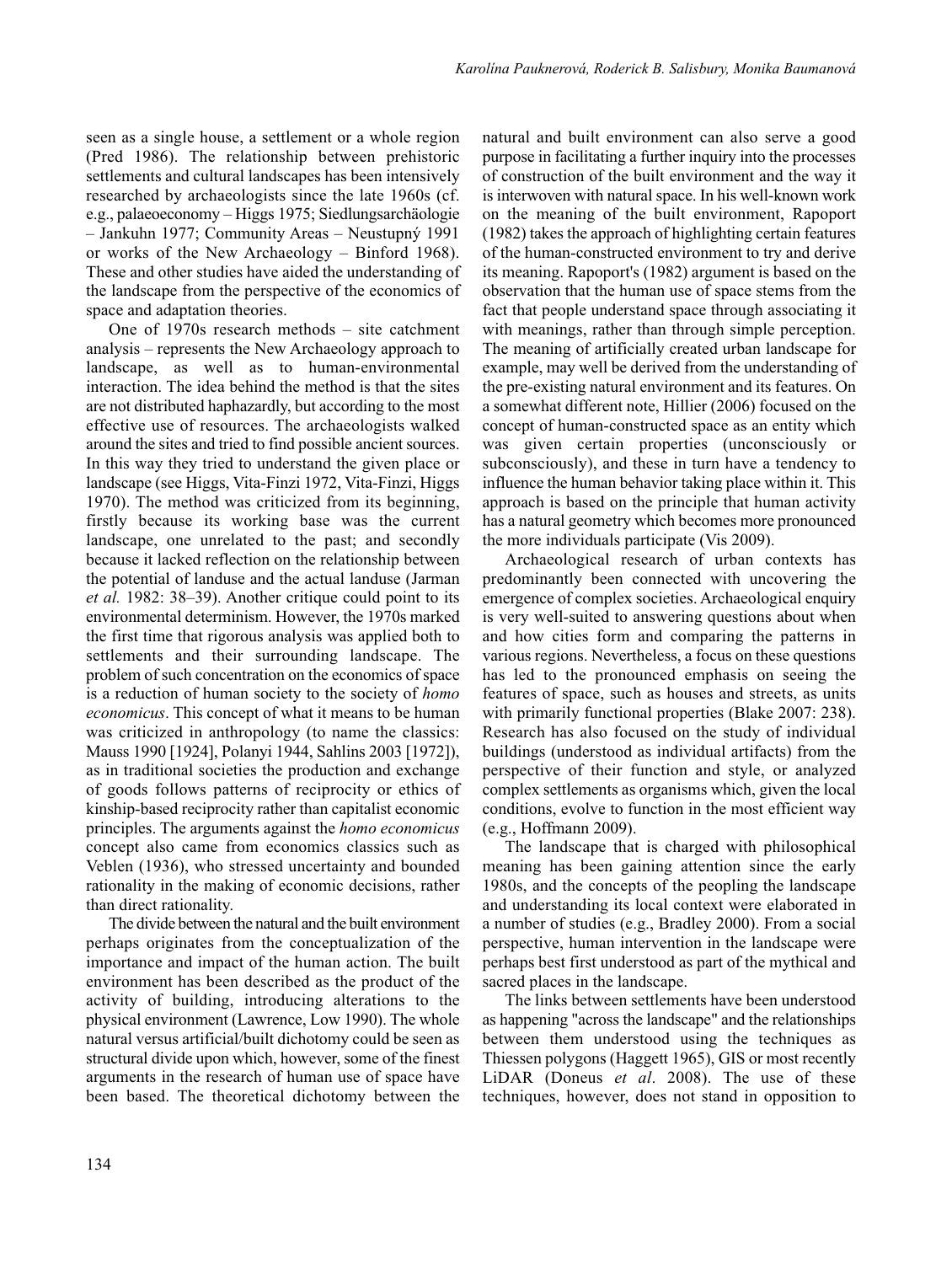seen as a single house, a settlement or a whole region (Pred 1986). The relationship between prehistoric settlements and cultural landscapes has been intensively researched by archaeologists since the late 1960s (cf. e.g., palaeoeconomy – Higgs 1975; Siedlungsarchäologie – Jankuhn 1977; Community Areas – Neustupný 1991 or works of the New Archaeology – Binford 1968). These and other studies have aided the understanding of the landscape from the perspective of the economics of space and adaptation theories.

One of 1970s research methods – site catchment analysis – represents the New Archaeology approach to landscape, as well as to human-environmental interaction. The idea behind the method is that the sites are not distributed haphazardly, but according to the most effective use of resources. The archaeologists walked around the sites and tried to find possible ancient sources. In this way they tried to understand the given place or landscape (see Higgs, Vita-Finzi 1972, Vita-Finzi, Higgs 1970). The method was criticized from its beginning, firstly because its working base was the current landscape, one unrelated to the past; and secondly because it lacked reflection on the relationship between the potential of landuse and the actual landuse (Jarman *et al.* 1982: 38–39). Another critique could point to its environmental determinism. However, the 1970s marked the first time that rigorous analysis was applied both to settlements and their surrounding landscape. The problem of such concentration on the economics of space is a reduction of human society to the society of *homo economicus*. This concept of what it means to be human was criticized in anthropology (to name the classics: Mauss 1990 [1924], Polanyi 1944, Sahlins 2003 [1972]), as in traditional societies the production and exchange of goods follows patterns of reciprocity or ethics of kinship-based reciprocity rather than capitalist economic principles. The arguments against the *homo economicus* concept also came from economics classics such as Veblen (1936), who stressed uncertainty and bounded rationality in the making of economic decisions, rather than direct rationality.

The divide between the natural and the built environment perhaps originates from the conceptualization of the importance and impact of the human action. The built environment has been described as the product of the activity of building, introducing alterations to the physical environment (Lawrence, Low 1990). The whole natural versus artificial/built dichotomy could be seen as structural divide upon which, however, some of the finest arguments in the research of human use of space have been based. The theoretical dichotomy between the natural and built environment can also serve a good purpose in facilitating a further inquiry into the processes of construction of the built environment and the way it is interwoven with natural space. In his well-known work on the meaning of the built environment, Rapoport (1982) takes the approach of highlighting certain features of the human-constructed environment to try and derive its meaning. Rapoport's (1982) argument is based on the observation that the human use of space stems from the fact that people understand space through associating it with meanings, rather than through simple perception. The meaning of artificially created urban landscape for example, may well be derived from the understanding of the pre-existing natural environment and its features. On a somewhat different note, Hillier (2006) focused on the concept of human-constructed space as an entity which was given certain properties (unconsciously or subconsciously), and these in turn have a tendency to influence the human behavior taking place within it. This approach is based on the principle that human activity has a natural geometry which becomes more pronounced the more individuals participate (Vis 2009).

Archaeological research of urban contexts has predominantly been connected with uncovering the emergence of complex societies. Archaeological enquiry is very well-suited to answering questions about when and how cities form and comparing the patterns in various regions. Nevertheless, a focus on these questions has led to the pronounced emphasis on seeing the features of space, such as houses and streets, as units with primarily functional properties (Blake 2007: 238). Research has also focused on the study of individual buildings (understood as individual artifacts) from the perspective of their function and style, or analyzed complex settlements as organisms which, given the local conditions, evolve to function in the most efficient way (e.g., Hoffmann 2009).

The landscape that is charged with philosophical meaning has been gaining attention since the early 1980s, and the concepts of the peopling the landscape and understanding its local context were elaborated in a number of studies (e.g., Bradley 2000). From a social perspective, human intervention in the landscape were perhaps best first understood as part of the mythical and sacred places in the landscape.

The links between settlements have been understood as happening "across the landscape" and the relationships between them understood using the techniques as Thiessen polygons (Haggett 1965), GIS or most recently LiDAR (Doneus *et al*. 2008). The use of these techniques, however, does not stand in opposition to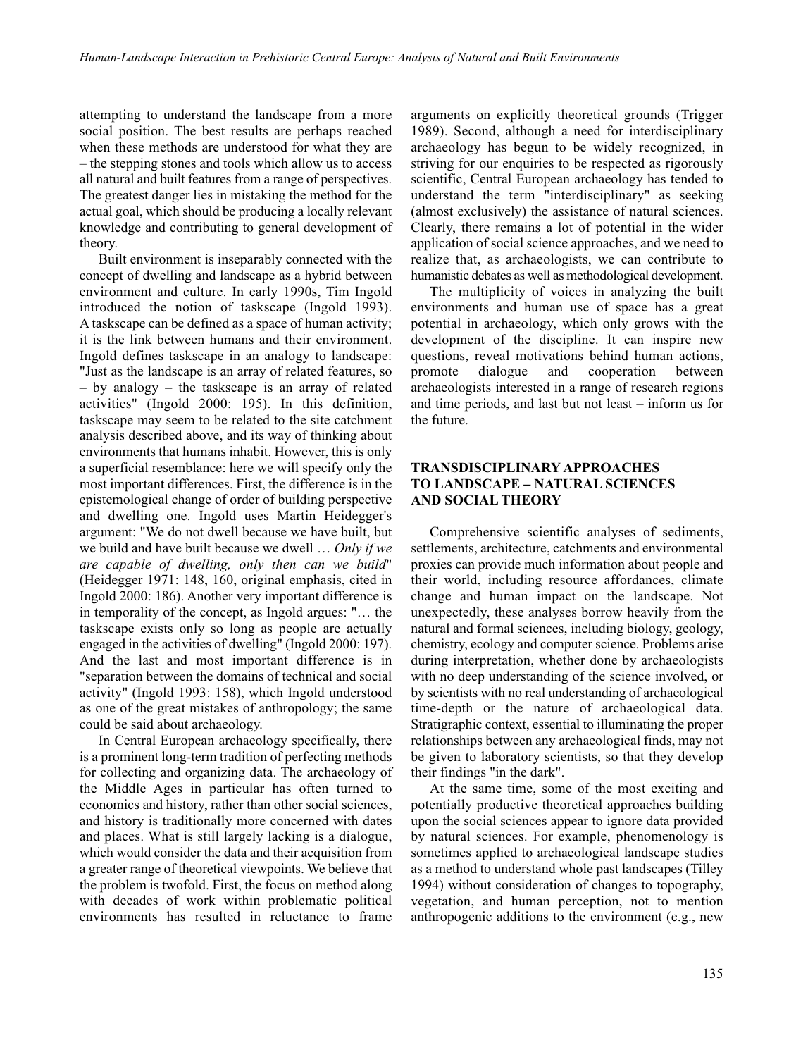attempting to understand the landscape from a more social position. The best results are perhaps reached when these methods are understood for what they are – the stepping stones and tools which allow us to access all natural and built features from a range of perspectives. The greatest danger lies in mistaking the method for the actual goal, which should be producing a locally relevant knowledge and contributing to general development of theory.

Built environment is inseparably connected with the concept of dwelling and landscape as a hybrid between environment and culture. In early 1990s, Tim Ingold introduced the notion of taskscape (Ingold 1993). A taskscape can be defined as a space of human activity; it is the link between humans and their environment. Ingold defines taskscape in an analogy to landscape: "Just as the landscape is an array of related features, so – by analogy – the taskscape is an array of related activities" (Ingold 2000: 195). In this definition, taskscape may seem to be related to the site catchment analysis described above, and its way of thinking about environments that humans inhabit. However, this is only a superficial resemblance: here we will specify only the most important differences. First, the difference is in the epistemological change of order of building perspective and dwelling one. Ingold uses Martin Heidegger's argument: "We do not dwell because we have built, but we build and have built because we dwell … *Only if we are capable of dwelling, only then can we build*" (Heidegger 1971: 148, 160, original emphasis, cited in Ingold 2000: 186). Another very important difference is in temporality of the concept, as Ingold argues: "… the taskscape exists only so long as people are actually engaged in the activities of dwelling" (Ingold 2000: 197). And the last and most important difference is in "separation between the domains of technical and social activity" (Ingold 1993: 158), which Ingold understood as one of the great mistakes of anthropology; the same could be said about archaeology.

In Central European archaeology specifically, there is a prominent long-term tradition of perfecting methods for collecting and organizing data. The archaeology of the Middle Ages in particular has often turned to economics and history, rather than other social sciences, and history is traditionally more concerned with dates and places. What is still largely lacking is a dialogue, which would consider the data and their acquisition from a greater range of theoretical viewpoints. We believe that the problem is twofold. First, the focus on method along with decades of work within problematic political environments has resulted in reluctance to frame arguments on explicitly theoretical grounds (Trigger 1989). Second, although a need for interdisciplinary archaeology has begun to be widely recognized, in striving for our enquiries to be respected as rigorously scientific, Central European archaeology has tended to understand the term "interdisciplinary" as seeking (almost exclusively) the assistance of natural sciences. Clearly, there remains a lot of potential in the wider application of social science approaches, and we need to realize that, as archaeologists, we can contribute to humanistic debates as well as methodological development.

The multiplicity of voices in analyzing the built environments and human use of space has a great potential in archaeology, which only grows with the development of the discipline. It can inspire new questions, reveal motivations behind human actions, promote dialogue and cooperation between archaeologists interested in a range of research regions and time periods, and last but not least – inform us for the future.

## TRANSDISCIPLINARY APPROACHES TO LANDSCAPE – NATURAL SCIENCES AND SOCIAL THEORY

Comprehensive scientific analyses of sediments, settlements, architecture, catchments and environmental proxies can provide much information about people and their world, including resource affordances, climate change and human impact on the landscape. Not unexpectedly, these analyses borrow heavily from the natural and formal sciences, including biology, geology, chemistry, ecology and computer science. Problems arise during interpretation, whether done by archaeologists with no deep understanding of the science involved, or by scientists with no real understanding of archaeological time-depth or the nature of archaeological data. Stratigraphic context, essential to illuminating the proper relationships between any archaeological finds, may not be given to laboratory scientists, so that they develop their findings "in the dark".

At the same time, some of the most exciting and potentially productive theoretical approaches building upon the social sciences appear to ignore data provided by natural sciences. For example, phenomenology is sometimes applied to archaeological landscape studies as a method to understand whole past landscapes (Tilley 1994) without consideration of changes to topography, vegetation, and human perception, not to mention anthropogenic additions to the environment (e.g., new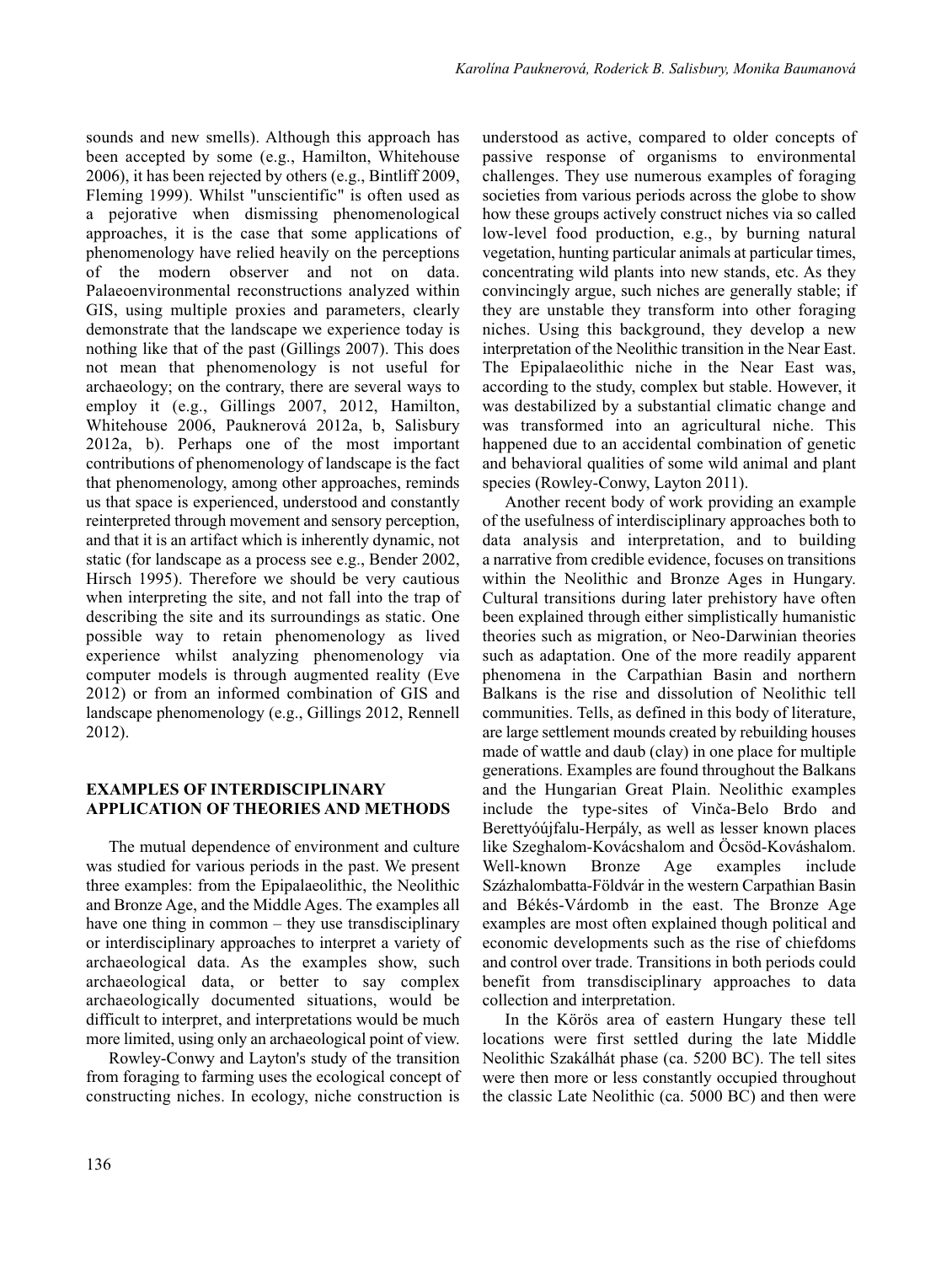sounds and new smells). Although this approach has been accepted by some (e.g., Hamilton, Whitehouse 2006), it has been rejected by others (e.g., Bintliff 2009, Fleming 1999). Whilst "unscientific" is often used as a pejorative when dismissing phenomenological approaches, it is the case that some applications of phenomenology have relied heavily on the perceptions of the modern observer and not on data. Palaeoenvironmental reconstructions analyzed within GIS, using multiple proxies and parameters, clearly demonstrate that the landscape we experience today is nothing like that of the past (Gillings 2007). This does not mean that phenomenology is not useful for archaeology; on the contrary, there are several ways to employ it (e.g., Gillings 2007, 2012, Hamilton, Whitehouse 2006, Pauknerová 2012a, b, Salisbury 2012a, b). Perhaps one of the most important contributions of phenomenology of landscape is the fact that phenomenology, among other approaches, reminds us that space is experienced, understood and constantly reinterpreted through movement and sensory perception, and that it is an artifact which is inherently dynamic, not static (for landscape as a process see e.g., Bender 2002, Hirsch 1995). Therefore we should be very cautious when interpreting the site, and not fall into the trap of describing the site and its surroundings as static. One possible way to retain phenomenology as lived experience whilst analyzing phenomenology via computer models is through augmented reality (Eve 2012) or from an informed combination of GIS and landscape phenomenology (e.g., Gillings 2012, Rennell 2012).

## EXAMPLES OF INTERDISCIPLINARY APPLICATION OF THEORIES AND METHODS

The mutual dependence of environment and culture was studied for various periods in the past. We present three examples: from the Epipalaeolithic, the Neolithic and Bronze Age, and the Middle Ages. The examples all have one thing in common – they use transdisciplinary or interdisciplinary approaches to interpret a variety of archaeological data. As the examples show, such archaeological data, or better to say complex archaeologically documented situations, would be difficult to interpret, and interpretations would be much more limited, using only an archaeological point of view.

Rowley-Conwy and Layton's study of the transition from foraging to farming uses the ecological concept of constructing niches. In ecology, niche construction is understood as active, compared to older concepts of passive response of organisms to environmental challenges. They use numerous examples of foraging societies from various periods across the globe to show how these groups actively construct niches via so called low-level food production, e.g., by burning natural vegetation, hunting particular animals at particular times, concentrating wild plants into new stands, etc. As they convincingly argue, such niches are generally stable; if they are unstable they transform into other foraging niches. Using this background, they develop a new interpretation of the Neolithic transition in the Near East. The Epipalaeolithic niche in the Near East was, according to the study, complex but stable. However, it was destabilized by a substantial climatic change and was transformed into an agricultural niche. This happened due to an accidental combination of genetic and behavioral qualities of some wild animal and plant species (Rowley-Conwy, Layton 2011).

Another recent body of work providing an example of the usefulness of interdisciplinary approaches both to data analysis and interpretation, and to building a narrative from credible evidence, focuses on transitions within the Neolithic and Bronze Ages in Hungary. Cultural transitions during later prehistory have often been explained through either simplistically humanistic theories such as migration, or Neo-Darwinian theories such as adaptation. One of the more readily apparent phenomena in the Carpathian Basin and northern Balkans is the rise and dissolution of Neolithic tell communities. Tells, as defined in this body of literature, are large settlement mounds created by rebuilding houses made of wattle and daub (clay) in one place for multiple generations. Examples are found throughout the Balkans and the Hungarian Great Plain. Neolithic examples include the type-sites of Vinča-Belo Brdo and Berettyóújfalu-Herpály, as well as lesser known places like Szeghalom-Kovácshalom and Öcsöd-Kováshalom. Well-known Bronze Age examples include Százhalombatta-Földvár in the western Carpathian Basin and Békés-Várdomb in the east. The Bronze Age examples are most often explained though political and economic developments such as the rise of chiefdoms and control over trade. Transitions in both periods could benefit from transdisciplinary approaches to data collection and interpretation.

In the Körös area of eastern Hungary these tell locations were first settled during the late Middle Neolithic Szakálhát phase (ca. 5200 BC). The tell sites were then more or less constantly occupied throughout the classic Late Neolithic (ca. 5000 BC) and then were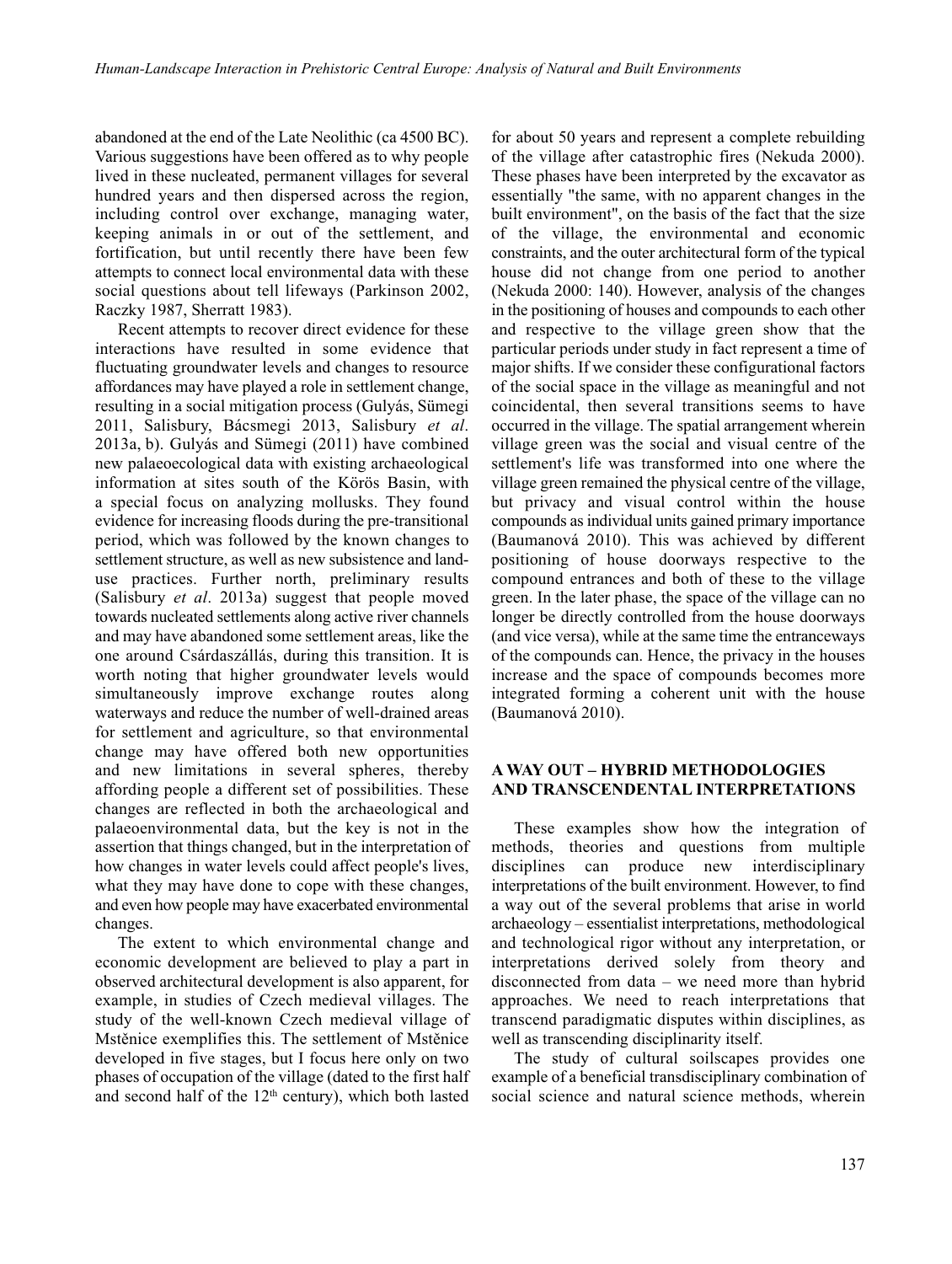abandoned at the end of the Late Neolithic (ca 4500 BC). Various suggestions have been offered as to why people lived in these nucleated, permanent villages for several hundred years and then dispersed across the region, including control over exchange, managing water, keeping animals in or out of the settlement, and fortification, but until recently there have been few attempts to connect local environmental data with these social questions about tell lifeways (Parkinson 2002, Raczky 1987, Sherratt 1983).

Recent attempts to recover direct evidence for these interactions have resulted in some evidence that fluctuating groundwater levels and changes to resource affordances may have played a role in settlement change, resulting in a social mitigation process (Gulyás, Sümegi 2011, Salisbury, Bácsmegi 2013, Salisbury *et al*. 2013a, b). Gulyás and Sümegi (2011) have combined new palaeoecological data with existing archaeological information at sites south of the Körös Basin, with a special focus on analyzing mollusks. They found evidence for increasing floods during the pre-transitional period, which was followed by the known changes to settlement structure, as well as new subsistence and land-use practices. Further north, preliminary results (Salisbury *et al*. 2013a) suggest that people moved towards nucleated settlements along active river channels and may have abandoned some settlement areas, like the one around Csárdaszállás, during this transition. It is worth noting that higher groundwater levels would simultaneously improve exchange routes along waterways and reduce the number of well-drained areas for settlement and agriculture, so that environmental change may have offered both new opportunities and new limitations in several spheres, thereby affording people a different set of possibilities. These changes are reflected in both the archaeological and palaeoenvironmental data, but the key is not in the assertion that things changed, but in the interpretation of how changes in water levels could affect people's lives, what they may have done to cope with these changes, and even how people may have exacerbated environmental changes.

The extent to which environmental change and economic development are believed to play a part in observed architectural development is also apparent, for example, in studies of Czech medieval villages. The study of the well-known Czech medieval village of Mstěnice exemplifies this. The settlement of Mstěnice developed in five stages, but I focus here only on two phases of occupation of the village (dated to the first half and second half of the 12th century), which both lasted for about 50 years and represent a complete rebuilding of the village after catastrophic fires (Nekuda 2000). These phases have been interpreted by the excavator as essentially "the same, with no apparent changes in the built environment", on the basis of the fact that the size of the village, the environmental and economic constraints, and the outer architectural form of the typical house did not change from one period to another (Nekuda 2000: 140). However, analysis of the changes in the positioning of houses and compounds to each other and respective to the village green show that the particular periods under study in fact represent a time of major shifts. If we consider these configurational factors of the social space in the village as meaningful and not coincidental, then several transitions seems to have occurred in the village. The spatial arrangement wherein village green was the social and visual centre of the settlement's life was transformed into one where the village green remained the physical centre of the village, but privacy and visual control within the house compounds as individual units gained primary importance (Baumanová 2010). This was achieved by different positioning of house doorways respective to the compound entrances and both of these to the village green. In the later phase, the space of the village can no longer be directly controlled from the house doorways (and vice versa), while at the same time the entranceways of the compounds can. Hence, the privacy in the houses increase and the space of compounds becomes more integrated forming a coherent unit with the house (Baumanová 2010).

## A WAY OUT – HYBRID METHODOLOGIES AND TRANSCENDENTAL INTERPRETATIONS

These examples show how the integration of methods, theories and questions from multiple disciplines can produce new interdisciplinary interpretations of the built environment. However, to find a way out of the several problems that arise in world archaeology – essentialist interpretations, methodological and technological rigor without any interpretation, or interpretations derived solely from theory and disconnected from data – we need more than hybrid approaches. We need to reach interpretations that transcend paradigmatic disputes within disciplines, as well as transcending disciplinarity itself.

The study of cultural soilscapes provides one example of a beneficial transdisciplinary combination of social science and natural science methods, wherein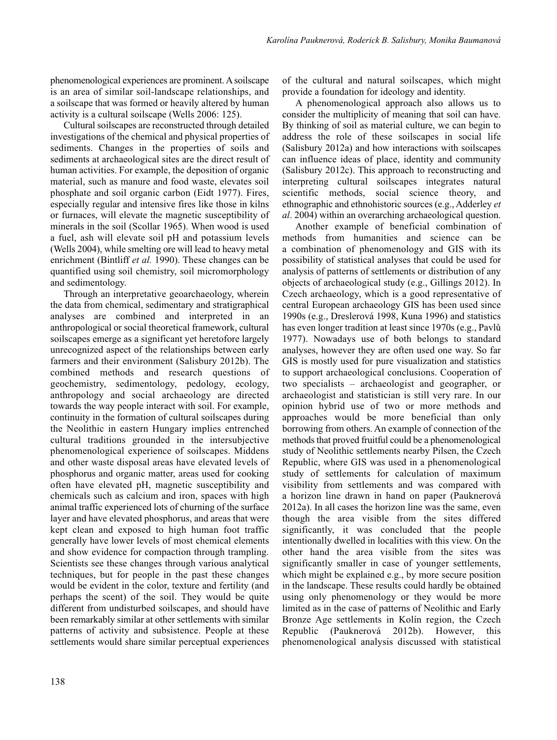phenomenological experiences are prominent. A soilscape is an area of similar soil-landscape relationships, and a soilscape that was formed or heavily altered by human activity is a cultural soilscape (Wells 2006: 125).

Cultural soilscapes are reconstructed through detailed investigations of the chemical and physical properties of sediments. Changes in the properties of soils and sediments at archaeological sites are the direct result of human activities. For example, the deposition of organic material, such as manure and food waste, elevates soil phosphate and soil organic carbon (Eidt 1977). Fires, especially regular and intensive fires like those in kilns or furnaces, will elevate the magnetic susceptibility of minerals in the soil (Scollar 1965). When wood is used a fuel, ash will elevate soil pH and potassium levels (Wells 2004), while smelting ore will lead to heavy metal enrichment (Bintliff *et al.* 1990). These changes can be quantified using soil chemistry, soil micromorphology and sedimentology.

Through an interpretative geoarchaeology, wherein the data from chemical, sedimentary and stratigraphical analyses are combined and interpreted in an anthropological or social theoretical framework, cultural soilscapes emerge as a significant yet heretofore largely unrecognized aspect of the relationships between early farmers and their environment (Salisbury 2012b). The combined methods and research questions of geochemistry, sedimentology, pedology, ecology, anthropology and social archaeology are directed towards the way people interact with soil. For example, continuity in the formation of cultural soilscapes during the Neolithic in eastern Hungary implies entrenched cultural traditions grounded in the intersubjective phenomenological experience of soilscapes. Middens and other waste disposal areas have elevated levels of phosphorus and organic matter, areas used for cooking often have elevated pH, magnetic susceptibility and chemicals such as calcium and iron, spaces with high animal traffic experienced lots of churning of the surface layer and have elevated phosphorus, and areas that were kept clean and exposed to high human foot traffic generally have lower levels of most chemical elements and show evidence for compaction through trampling. Scientists see these changes through various analytical techniques, but for people in the past these changes would be evident in the color, texture and fertility (and perhaps the scent) of the soil. They would be quite different from undisturbed soilscapes, and should have been remarkably similar at other settlements with similar patterns of activity and subsistence. People at these settlements would share similar perceptual experiences of the cultural and natural soilscapes, which might provide a foundation for ideology and identity.

A phenomenological approach also allows us to consider the multiplicity of meaning that soil can have. By thinking of soil as material culture, we can begin to address the role of these soilscapes in social life (Salisbury 2012a) and how interactions with soilscapes can influence ideas of place, identity and community (Salisbury 2012c). This approach to reconstructing and interpreting cultural soilscapes integrates natural scientific methods, social science theory, and ethnographic and ethnohistoric sources (e.g., Adderley *et al*. 2004) within an overarching archaeological question.

Another example of beneficial combination of methods from humanities and science can be a combination of phenomenology and GIS with its possibility of statistical analyses that could be used for analysis of patterns of settlements or distribution of any objects of archaeological study (e.g., Gillings 2012). In Czech archaeology, which is a good representative of central European archaeology GIS has been used since 1990s (e.g., Dreslerová 1998, Kuna 1996) and statistics has even longer tradition at least since 1970s (e.g., Pavlů 1977). Nowadays use of both belongs to standard analyses, however they are often used one way. So far GIS is mostly used for pure visualization and statistics to support archaeological conclusions. Cooperation of two specialists – archaeologist and geographer, or archaeologist and statistician is still very rare. In our opinion hybrid use of two or more methods and approaches would be more beneficial than only borrowing from others. An example of connection of the methods that proved fruitful could be a phenomenological study of Neolithic settlements nearby Pilsen, the Czech Republic, where GIS was used in a phenomenological study of settlements for calculation of maximum visibility from settlements and was compared with a horizon line drawn in hand on paper (Pauknerová 2012a). In all cases the horizon line was the same, even though the area visible from the sites differed significantly, it was concluded that the people intentionally dwelled in localities with this view. On the other hand the area visible from the sites was significantly smaller in case of younger settlements, which might be explained e.g., by more secure position in the landscape. These results could hardly be obtained using only phenomenology or they would be more limited as in the case of patterns of Neolithic and Early Bronze Age settlements in Kolín region, the Czech Republic (Pauknerová 2012b). However, this phenomenological analysis discussed with statistical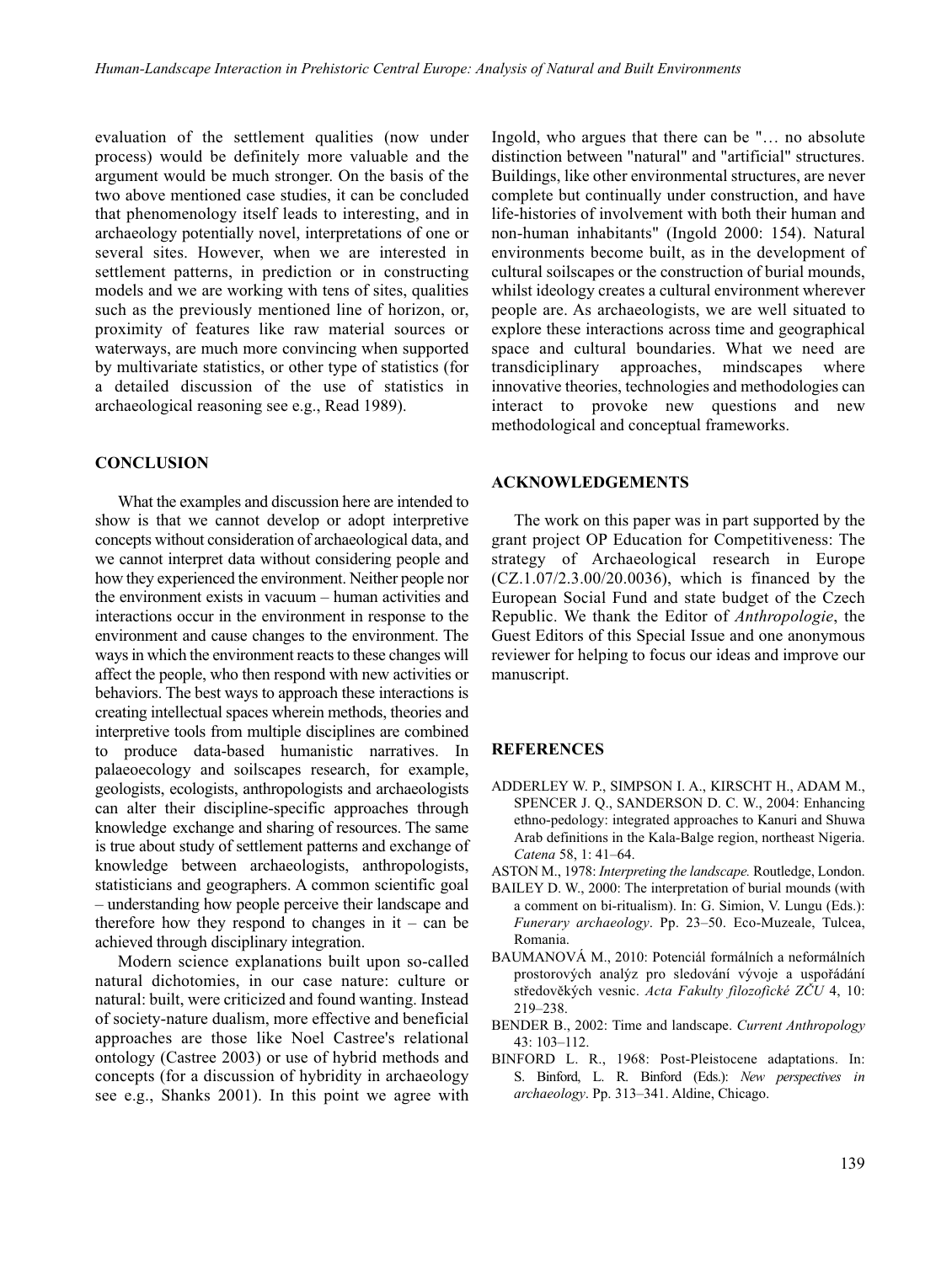evaluation of the settlement qualities (now under process) would be definitely more valuable and the argument would be much stronger. On the basis of the two above mentioned case studies, it can be concluded that phenomenology itself leads to interesting, and in archaeology potentially novel, interpretations of one or several sites. However, when we are interested in settlement patterns, in prediction or in constructing models and we are working with tens of sites, qualities such as the previously mentioned line of horizon, or, proximity of features like raw material sources or waterways, are much more convincing when supported by multivariate statistics, or other type of statistics (for a detailed discussion of the use of statistics in archaeological reasoning see e.g., Read 1989).

## CONCLUSION

What the examples and discussion here are intended to show is that we cannot develop or adopt interpretive concepts without consideration of archaeological data, and we cannot interpret data without considering people and how they experienced the environment. Neither people nor the environment exists in vacuum – human activities and interactions occur in the environment in response to the environment and cause changes to the environment. The ways in which the environment reacts to these changes will affect the people, who then respond with new activities or behaviors. The best ways to approach these interactions is creating intellectual spaces wherein methods, theories and interpretive tools from multiple disciplines are combined to produce data-based humanistic narratives. In palaeoecology and soilscapes research, for example, geologists, ecologists, anthropologists and archaeologists can alter their discipline-specific approaches through knowledge exchange and sharing of resources. The same is true about study of settlement patterns and exchange of knowledge between archaeologists, anthropologists, statisticians and geographers. A common scientific goal – understanding how people perceive their landscape and therefore how they respond to changes in it – can be achieved through disciplinary integration.

Modern science explanations built upon so-called natural dichotomies, in our case nature: culture or natural: built, were criticized and found wanting. Instead of society-nature dualism, more effective and beneficial approaches are those like Noel Castree's relational ontology (Castree 2003) or use of hybrid methods and concepts (for a discussion of hybridity in archaeology see e.g., Shanks 2001). In this point we agree with Ingold, who argues that there can be "… no absolute distinction between "natural" and "artificial" structures. Buildings, like other environmental structures, are never complete but continually under construction, and have life-histories of involvement with both their human and non-human inhabitants" (Ingold 2000: 154). Natural environments become built, as in the development of cultural soilscapes or the construction of burial mounds, whilst ideology creates a cultural environment wherever people are. As archaeologists, we are well situated to explore these interactions across time and geographical space and cultural boundaries. What we need are transdisciplinary approaches, mindscapes where innovative theories, technologies and methodologies can interact to provoke new questions and new methodological and conceptual frameworks.

## ACKNOWLEDGEMENTS

The work on this paper was in part supported by the grant project OP Education for Competitiveness: The strategy of Archaeological research in Europe (CZ.1.07/2.3.00/20.0036), which is financed by the European Social Fund and state budget of the Czech Republic. We thank the Editor of *Anthropologie*, the Guest Editors of this Special Issue and one anonymous reviewer for helping to focus our ideas and improve our manuscript.

## REFERENCES

ADDERLEY W. P., SIMPSON I. A., KIRSCHT H., ADAM M., SPENCER J. Q., SANDERSON D. C. W., 2004: Enhancing ethno-pedology: integrated approaches to Kanuri and Shuwa Arab definitions in the Kala-Balge region, northeast Nigeria. *Catena* 58, 1: 41–64.

ASTON M., 1978: *Interpreting the landscape.* Routledge, London.

BAILEY D. W., 2000: The interpretation of burial mounds (with a comment on bi-ritualism). In: G. Simion, V. Lungu (Eds.): *Funerary archaeology*. Pp. 23–50. Eco-Muzeale, Tulcea, Romania.

BAUMANOVÁ M., 2010: Potenciál formálních a neformálních prostorových analýz pro sledování vývoje a uspořádání středověkých vesnic. *Acta Fakulty filozofické ZČU* 4, 10: 219–238.

BENDER B., 2002: Time and landscape. *Current Anthropology* 43: 103–112.

BINFORD L. R., 1968: Post-Pleistocene adaptations. In: S. Binford, L. R. Binford (Eds.): *New perspectives in archaeology*. Pp. 313–341. Aldine, Chicago.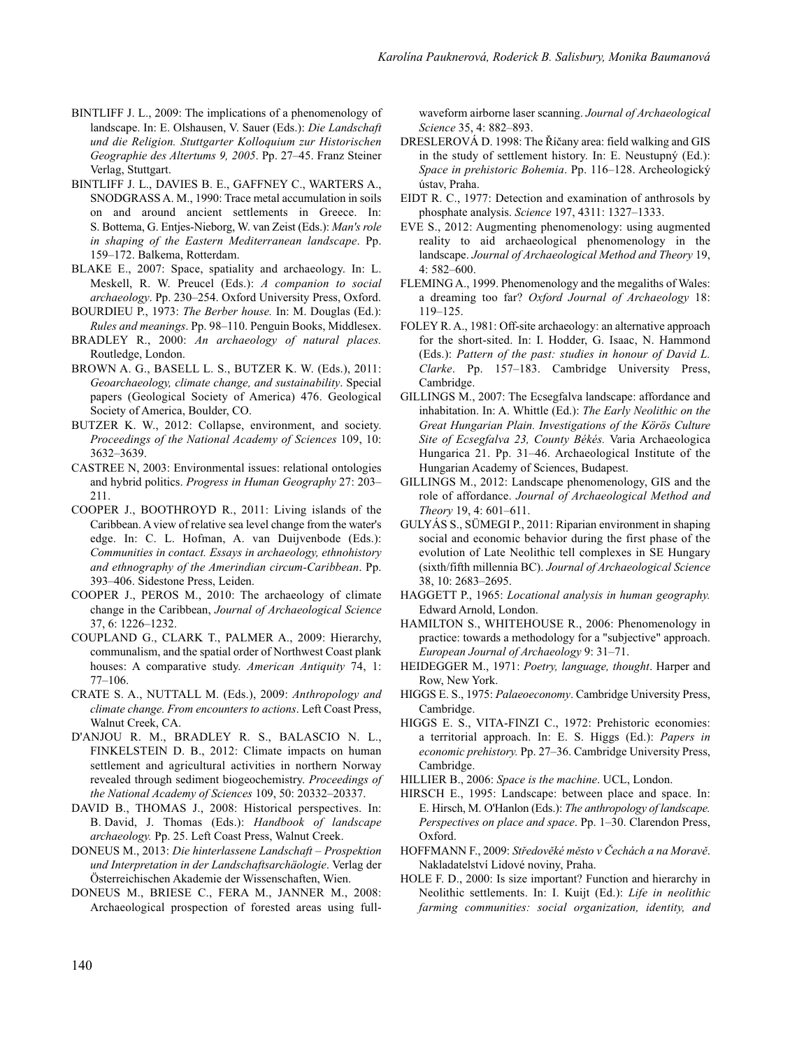BINTLIFF J. L., 2009: The implications of a phenomenology of landscape. In: E. Olshausen, V. Sauer (Eds.): *Die Landschaft und die Religion. Stuttgarter Kolloquium zur Historischen Geographie des Altertums 9, 2005*. Pp. 27–45. Franz Steiner Verlag, Stuttgart.

BINTLIFF J. L., DAVIES B. E., GAFFNEY C., WARTERS A., SNODGRASS A. M., 1990: Trace metal accumulation in soils on and around ancient settlements in Greece. In: S. Bottema, G. Entjes-Nieborg, W. van Zeist (Eds.): *Man's role in shaping of the Eastern Mediterranean landscape*. Pp. 159–172. Balkema, Rotterdam.

BLAKE E., 2007: Space, spatiality and archaeology. In: L. Meskell, R. W. Preucel (Eds.): *A companion to social archaeology*. Pp. 230–254. Oxford University Press, Oxford.

BOURDIEU P., 1973: *The Berber house.* In: M. Douglas (Ed.): *Rules and meanings*. Pp. 98–110. Penguin Books, Middlesex.

BRADLEY R., 2000: *An archaeology of natural places.* Routledge, London.

BROWN A. G., BASELL L. S., BUTZER K. W. (Eds.), 2011: *Geoarchaeology, climate change, and sustainability*. Special papers (Geological Society of America) 476. Geological Society of America, Boulder, CO.

BUTZER K. W., 2012: Collapse, environment, and society. *Proceedings of the National Academy of Sciences* 109, 10: 3632–3639.

CASTREE N, 2003: Environmental issues: relational ontologies and hybrid politics. *Progress in Human Geography* 27: 203–211.

COOPER J., BOOTHROYD R., 2011: Living islands of the Caribbean. A view of relative sea level change from the water's edge. In: C. L. Hofman, A. van Duijvenbode (Eds.): *Communities in contact. Essays in archaeology, ethnohistory and ethnography of the Amerindian circum-Caribbean*. Pp. 393–406. Sidestone Press, Leiden.

COOPER J., PEROS M., 2010: The archaeology of climate change in the Caribbean, *Journal of Archaeological Science* 37, 6: 1226–1232.

COUPLAND G., CLARK T., PALMER A., 2009: Hierarchy, communalism, and the spatial order of Northwest Coast plank houses: A comparative study. *American Antiquity* 74, 1: 77–106.

CRATE S. A., NUTTALL M. (Eds.), 2009: *Anthropology and climate change. From encounters to actions*. Left Coast Press, Walnut Creek, CA.

D'ANJOU R. M., BRADLEY R. S., BALASCIO N. L., FINKELSTEIN D. B., 2012: Climate impacts on human settlement and agricultural activities in northern Norway revealed through sediment biogeochemistry. *Proceedings of the National Academy of Sciences* 109, 50: 20332–20337.

DAVID B., THOMAS J., 2008: Historical perspectives. In: B. David, J. Thomas (Eds.): *Handbook of landscape archaeology.* Pp. 25. Left Coast Press, Walnut Creek.

DONEUS M., 2013: *Die hinterlassene Landschaft – Prospektion und Interpretation in der Landschaftsarchäologie*. Verlag der Österreichischen Akademie der Wissenschaften, Wien.

DONEUS M., BRIESE C., FERA M., JANNER M., 2008: Archaeological prospection of forested areas using full-waveform airborne laser scanning. *Journal of Archaeological Science* 35, 4: 882–893.

DRESLEROVÁ D. 1998: The Říčany area: field walking and GIS in the study of settlement history. In: E. Neustupný (Ed.): *Space in prehistoric Bohemia*. Pp. 116–128. Archeologický ústav, Praha.

EIDT R. C., 1977: Detection and examination of anthrosols by phosphate analysis. *Science* 197, 4311: 1327–1333.

EVE S., 2012: Augmenting phenomenology: using augmented reality to aid archaeological phenomenology in the landscape. *Journal of Archaeological Method and Theory* 19, 4: 582–600.

FLEMING A., 1999. Phenomenology and the megaliths of Wales: a dreaming too far? *Oxford Journal of Archaeology* 18: 119–125.

FOLEY R. A., 1981: Off-site archaeology: an alternative approach for the short-sited. In: I. Hodder, G. Isaac, N. Hammond (Eds.): *Pattern of the past: studies in honour of David L. Clarke*. Pp. 157–183. Cambridge University Press, Cambridge.

GILLINGS M., 2007: The Ecsegfalva landscape: affordance and inhabitation. In: A. Whittle (Ed.): *The Early Neolithic on the Great Hungarian Plain. Investigations of the Körös Culture Site of Ecsegfalva 23, County Békés.* Varia Archaeologica Hungarica 21. Pp. 31–46. Archaeological Institute of the Hungarian Academy of Sciences, Budapest.

GILLINGS M., 2012: Landscape phenomenology, GIS and the role of affordance. *Journal of Archaeological Method and Theory* 19, 4: 601–611.

GULYÁS S., SÜMEGI P., 2011: Riparian environment in shaping social and economic behavior during the first phase of the evolution of Late Neolithic tell complexes in SE Hungary (sixth/fifth millennia BC). *Journal of Archaeological Science* 38, 10: 2683–2695.

HAGGETT P., 1965: *Locational analysis in human geography.* Edward Arnold, London.

HAMILTON S., WHITEHOUSE R., 2006: Phenomenology in practice: towards a methodology for a "subjective" approach. *European Journal of Archaeology* 9: 31–71.

HEIDEGGER M., 1971: *Poetry, language, thought*. Harper and Row, New York.

HIGGS E. S., 1975: *Palaeoeconomy*. Cambridge University Press, Cambridge.

HIGGS E. S., VITA-FINZI C., 1972: Prehistoric economies: a territorial approach. In: E. S. Higgs (Ed.): *Papers in economic prehistory.* Pp. 27–36. Cambridge University Press, Cambridge.

HILLIER B., 2006: *Space is the machine*. UCL, London.

HIRSCH E., 1995: Landscape: between place and space. In: E. Hirsch, M. O'Hanlon (Eds.): *The anthropology of landscape. Perspectives on place and space*. Pp. 1–30. Clarendon Press, Oxford.

HOFFMANN F., 2009: *Středověké město v Čechách a na Moravě*. Nakladatelství Lidové noviny, Praha.

HOLE F. D., 2000: Is size important? Function and hierarchy in Neolithic settlements. In: I. Kuijt (Ed.): *Life in neolithic farming communities: social organization, identity, and*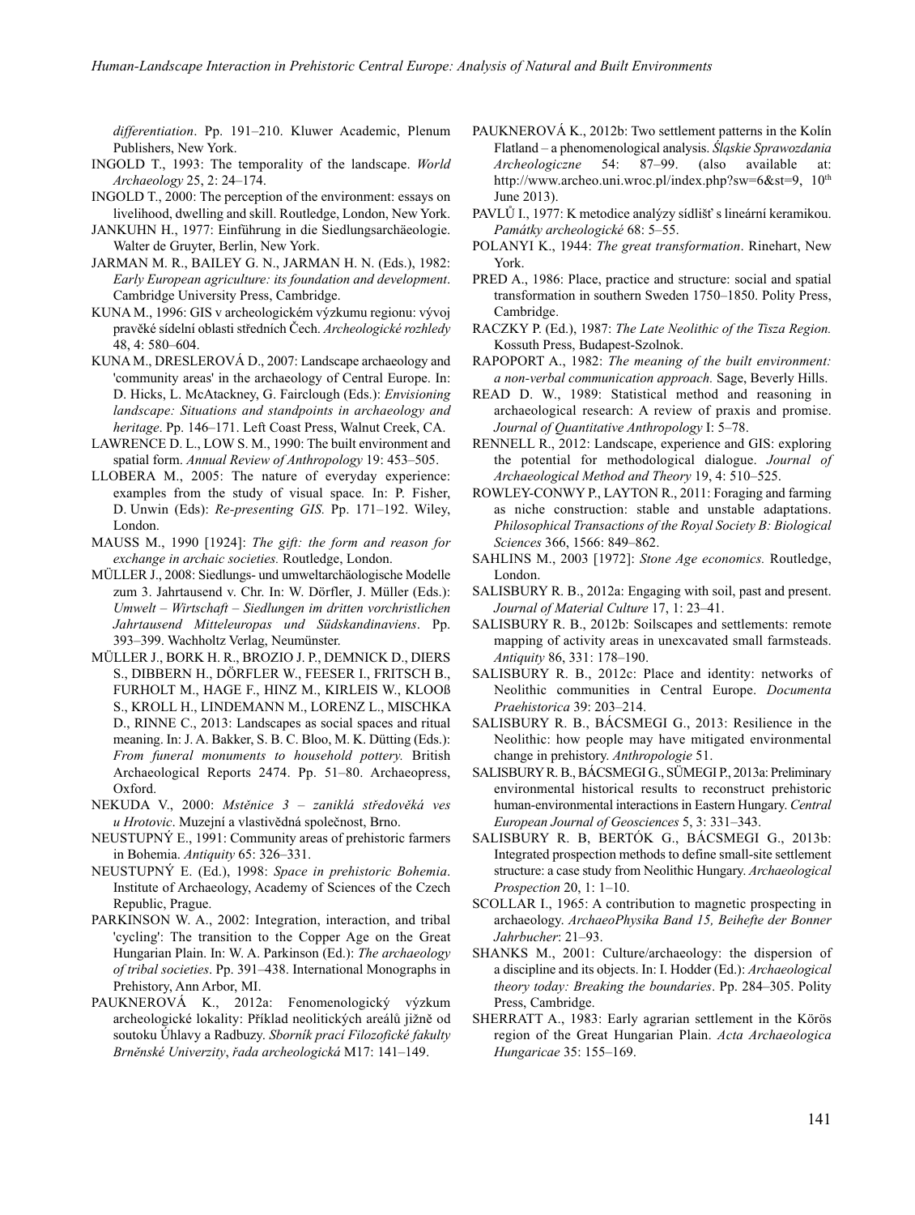*differentiation*. Pp. 191–210. Kluwer Academic, Plenum Publishers, New York.

INGOLD T., 1993: The temporality of the landscape. *World Archaeology* 25, 2: 24–174.

INGOLD T., 2000: The perception of the environment: essays on livelihood, dwelling and skill. Routledge, London, New York.

JANKUHN H., 1977: Einführung in die Siedlungsarchäeologie. Walter de Gruyter, Berlin, New York.

JARMAN M. R., BAILEY G. N., JARMAN H. N. (Eds.), 1982: *Early European agriculture: its foundation and development*. Cambridge University Press, Cambridge.

KUNA M., 1996: GIS v archeologickém výzkumu regionu: vývoj pravěké sídelní oblasti středních Čech. *Archeologické rozhledy* 48, 4: 580–604.

KUNA M., DRESLEROVÁ D., 2007: Landscape archaeology and 'community areas' in the archaeology of Central Europe. In: D. Hicks, L. McAtackney, G. Fairclough (Eds.): *Envisioning landscape: Situations and standpoints in archaeology and heritage*. Pp. 146–171. Left Coast Press, Walnut Creek, CA.

LAWRENCE D. L., LOW S. M., 1990: The built environment and spatial form. *Annual Review of Anthropology* 19: 453–505.

LLOBERA M., 2005: The nature of everyday experience: examples from the study of visual space. In: P. Fisher, D. Unwin (Eds): *Re-presenting GIS.* Pp. 171–192. Wiley, London.

MAUSS M., 1990 [1924]: *The gift: the form and reason for exchange in archaic societies.* Routledge, London.

MÜLLER J., 2008: Siedlungs- und umweltarchäologische Modelle zum 3. Jahrtausend v. Chr. In: W. Dörfler, J. Müller (Eds.): *Umwelt – Wirtschaft – Siedlungen im dritten vorchristlichen Jahrtausend Mitteleuropas und Südskandinaviens*. Pp. 393–399. Wachholtz Verlag, Neumünster.

MÜLLER J., BORK H. R., BROZIO J. P., DEMNICK D., DIERS S., DIBBERN H., DÖRFLER W., FEESER I., FRITSCH B., FURHOLT M., HAGE F., HINZ M., KIRLEIS W., KLOOß S., KROLL H., LINDEMANN M., LORENZ L., MISCHKA D., RINNE C., 2013: Landscapes as social spaces and ritual meaning. In: J. A. Bakker, S. B. C. Bloo, M. K. Dütting (Eds.): *From funeral monuments to household pottery.* British Archaeological Reports 2474. Pp. 51–80. Archaeopress, Oxford.

NEKUDA V., 2000: *Mstěnice 3 – zaniklá středověká ves u Hrotovic*. Muzejní a vlastivědná společnost, Brno.

NEUSTUPNÝ E., 1991: Community areas of prehistoric farmers in Bohemia. *Antiquity* 65: 326–331.

NEUSTUPNÝ E. (Ed.), 1998: *Space in prehistoric Bohemia*. Institute of Archaeology, Academy of Sciences of the Czech Republic, Prague.

PARKINSON W. A., 2002: Integration, interaction, and tribal 'cycling': The transition to the Copper Age on the Great Hungarian Plain. In: W. A. Parkinson (Ed.): *The archaeology of tribal societies*. Pp. 391–438. International Monographs in Prehistory, Ann Arbor, MI.

PAUKNEROVÁ K., 2012a: Fenomenologický výzkum archeologické lokality: Příklad neolitických areálů jižně od soutoku Úhlavy a Radbuzy. *Sborník prací Filozofické fakulty Brněnské Univerzity*, *řada archeologická* M17: 141–149.

PAUKNEROVÁ K., 2012b: Two settlement patterns in the Kolín Flatland – a phenomenological analysis. *Śląskie Sprawozdania Archeologiczne* 54: 87–99. (also available at: http://www.archeo.uni.wroc.pl/index.php?sw=6&st=9, 10th June 2013).

PAVLŮ I., 1977: K metodice analýzy sídlišť s lineární keramikou. *Památky archeologické* 68: 5–55.

POLANYI K., 1944: *The great transformation*. Rinehart, New York.

PRED A., 1986: Place, practice and structure: social and spatial transformation in southern Sweden 1750–1850. Polity Press, Cambridge.

RACZKY P. (Ed.), 1987: *The Late Neolithic of the Tisza Region.* Kossuth Press, Budapest-Szolnok.

RAPOPORT A., 1982: *The meaning of the built environment: a non-verbal communication approach.* Sage, Beverly Hills.

READ D. W., 1989: Statistical method and reasoning in archaeological research: A review of praxis and promise. *Journal of Quantitative Anthropology* I: 5–78.

RENNELL R., 2012: Landscape, experience and GIS: exploring the potential for methodological dialogue. *Journal of Archaeological Method and Theory* 19, 4: 510–525.

ROWLEY-CONWY P., LAYTON R., 2011: Foraging and farming as niche construction: stable and unstable adaptations. *Philosophical Transactions of the Royal Society B: Biological Sciences* 366, 1566: 849–862.

SAHLINS M., 2003 [1972]: *Stone Age economics.* Routledge, London.

SALISBURY R. B., 2012a: Engaging with soil, past and present. *Journal of Material Culture* 17, 1: 23–41.

SALISBURY R. B., 2012b: Soilscapes and settlements: remote mapping of activity areas in unexcavated small farmsteads. *Antiquity* 86, 331: 178–190.

SALISBURY R. B., 2012c: Place and identity: networks of Neolithic communities in Central Europe. *Documenta Praehistorica* 39: 203–214.

SALISBURY R. B., BÁCSMEGI G., 2013: Resilience in the Neolithic: how people may have mitigated environmental change in prehistory. *Anthropologie* 51.

SALISBURY R. B., BÁCSMEGI G., SÜMEGI P., 2013a: Preliminary environmental historical results to reconstruct prehistoric human-environmental interactions in Eastern Hungary. *Central European Journal of Geosciences* 5, 3: 331–343.

SALISBURY R. B, BERTÓK G., BÁCSMEGI G., 2013b: Integrated prospection methods to define small-site settlement structure: a case study from Neolithic Hungary. *Archaeological Prospection* 20, 1: 1–10.

SCOLLAR I., 1965: A contribution to magnetic prospecting in archaeology. *ArchaeoPhysika Band 15, Beihefte der Bonner Jahrbucher*: 21–93.

SHANKS M., 2001: Culture/archaeology: the dispersion of a discipline and its objects. In: I. Hodder (Ed.): *Archaeological theory today: Breaking the boundaries*. Pp. 284–305. Polity Press, Cambridge.

SHERRATT A., 1983: Early agrarian settlement in the Körös region of the Great Hungarian Plain. *Acta Archaeologica Hungaricae* 35: 155–169.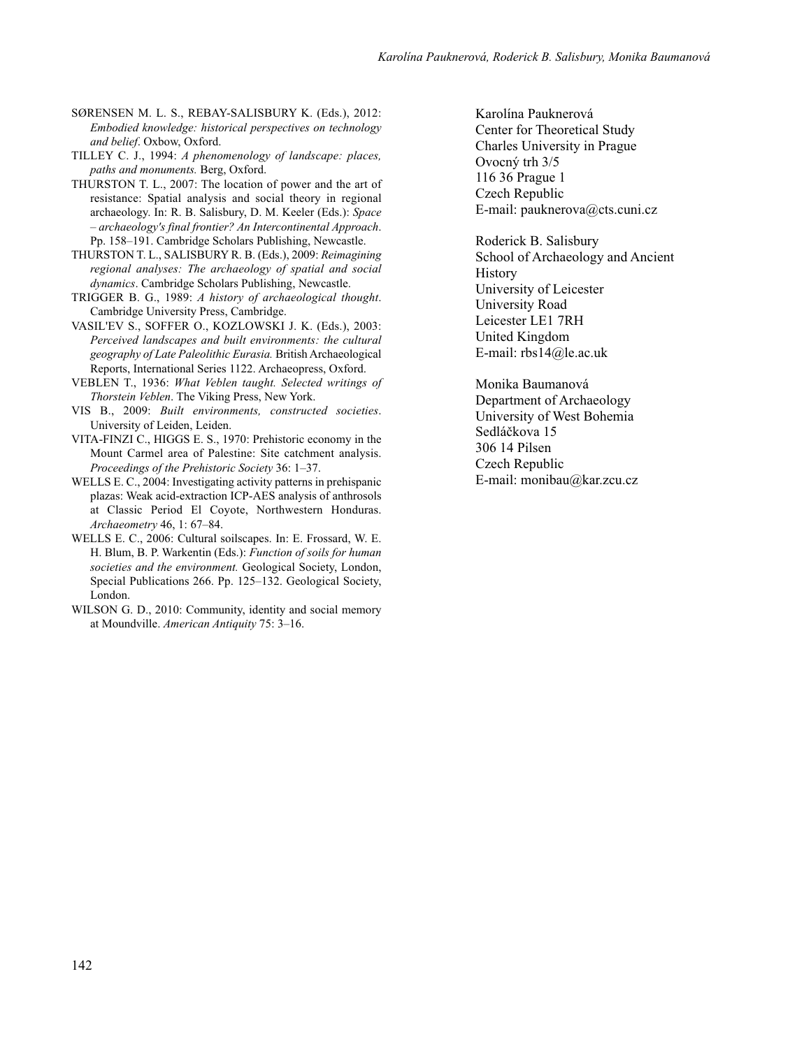SØRENSEN M. L. S., REBAY-SALISBURY K. (Eds.), 2012: *Embodied knowledge: historical perspectives on technology and belief*. Oxbow, Oxford.

TILLEY C. J., 1994: *A phenomenology of landscape: places, paths and monuments.* Berg, Oxford.

THURSTON T. L., 2007: The location of power and the art of resistance: Spatial analysis and social theory in regional archaeology. In: R. B. Salisbury, D. M. Keeler (Eds.): *Space – archaeology's final frontier? An Intercontinental Approach*. Pp. 158–191. Cambridge Scholars Publishing, Newcastle.

THURSTON T. L., SALISBURY R. B. (Eds.), 2009: *Reimagining regional analyses: The archaeology of spatial and social dynamics*. Cambridge Scholars Publishing, Newcastle.

TRIGGER B. G., 1989: *A history of archaeological thought*. Cambridge University Press, Cambridge.

VASIL'EV S., SOFFER O., KOZLOWSKI J. K. (Eds.), 2003: *Perceived landscapes and built environments: the cultural geography of Late Paleolithic Eurasia.* British Archaeological Reports, International Series 1122. Archaeopress, Oxford.

VEBLEN T., 1936: *What Veblen taught. Selected writings of Thorstein Veblen*. The Viking Press, New York.

VIS B., 2009: *Built environments, constructed societies*. University of Leiden, Leiden.

VITA-FINZI C., HIGGS E. S., 1970: Prehistoric economy in the Mount Carmel area of Palestine: Site catchment analysis. *Proceedings of the Prehistoric Society* 36: 1–37.

WELLS E. C., 2004: Investigating activity patterns in prehispanic plazas: Weak acid-extraction ICP-AES analysis of anthrosols at Classic Period El Coyote, Northwestern Honduras. *Archaeometry* 46, 1: 67–84.

WELLS E. C., 2006: Cultural soilscapes. In: E. Frossard, W. E. H. Blum, B. P. Warkentin (Eds.): *Function of soils for human societies and the environment.* Geological Society, London, Special Publications 266. Pp. 125–132. Geological Society, London.

WILSON G. D., 2010: Community, identity and social memory at Moundville. *American Antiquity* 75: 3–16.

Karolína Pauknerová
Center for Theoretical Study
Charles University in Prague
Ovocný trh 3/5
116 36 Prague 1
Czech Republic
E-mail: pauknerova@cts.cuni.cz

Roderick B. Salisbury
School of Archaeology and Ancient History
University of Leicester
University Road
Leicester LE1 7RH
United Kingdom
E-mail: rbs14@le.ac.uk

Monika Baumanová
Department of Archaeology
University of West Bohemia
Sedláčkova 15
306 14 Pilsen
Czech Republic
E-mail: monibau@kar.zcu.cz